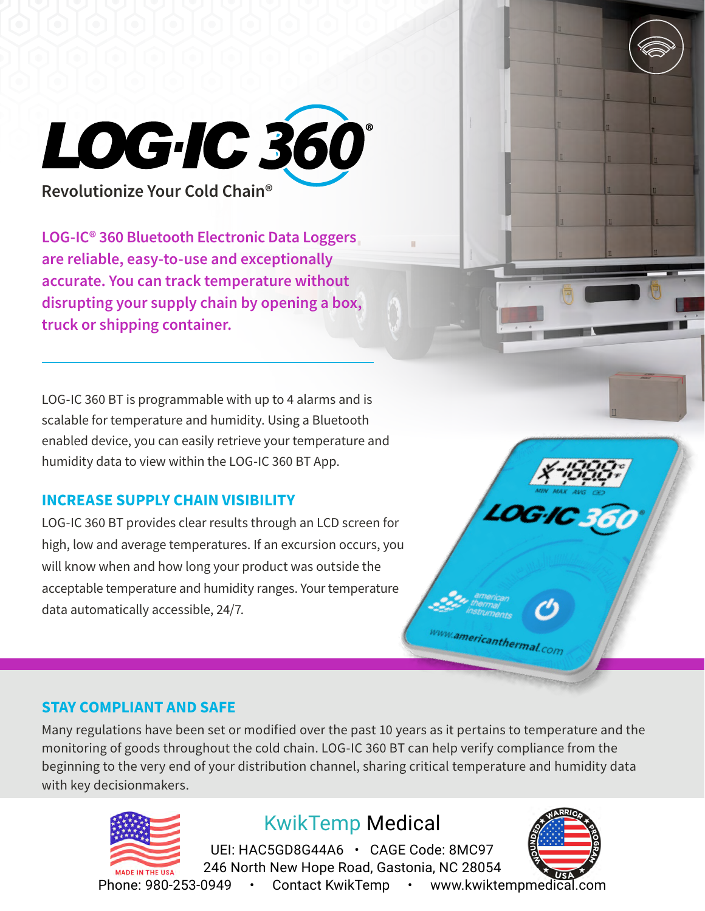# LOG-IC 360®

Revolutionize Your Cold Chain®

**LOG-IC® 360 Bluetooth Electronic Data Loggers are reliable, easy-to-use and exceptionally accurate. You can track temperature without disrupting your supply chain by opening a box, truck or shipping container.**

LOG-IC 360 BT is programmable with up to 4 alarms and is scalable for temperature and humidity. Using a Bluetooth enabled device, you can easily retrieve your temperature and humidity data to view within the LOG-IC 360 BT App.

## INCREASE SUPPLY CHAIN VISIBILITY

LOG-IC 360 BT provides clear results through an LCD screen for high, low and average temperatures. If an excursion occurs, you will know when and how long your product was outside the acceptable temperature and humidity ranges. Your temperature data automatically accessible, 24/7.

## STAY COMPLIANT AND SAFE

Many regulations have been set or modified over the past 10 years as it pertains to temperature and the monitoring of goods throughout the cold chain. LOG-IC 360 BT can help verify compliance from the beginning to the very end of your distribution channel, sharing critical temperature and humidity data with key decisionmakers.

MADE IN THE USA

KwikTemp Medical

UEI: HAC5GD8G44A6 • CAGE Code: 8MC97

246 North New Hope Road, Gastonia, NC 28054

Phone: 980-253-0949 • Contact KwikTemp • www.kwiktempmedical.com

WOUNDED WARRIOR PROGRAM USA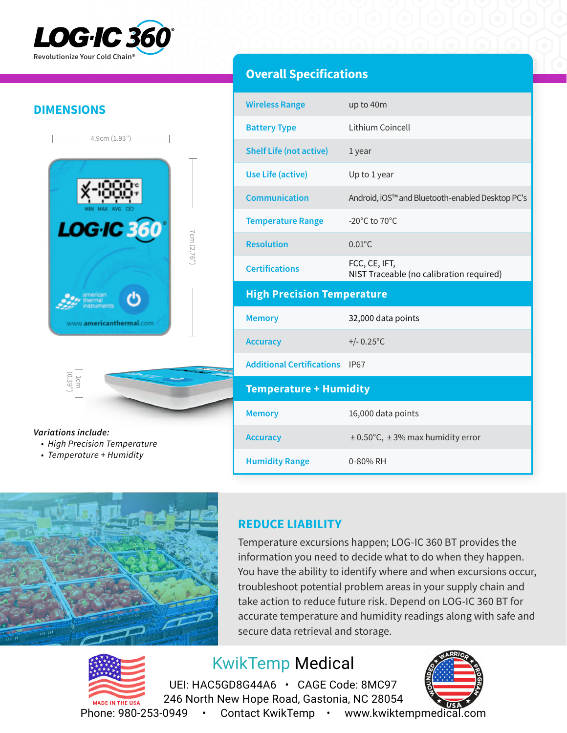LOG·IC 360®

Revolutionize Your Cold Chain®

## DIMENSIONS

4.9cm (1.93")

7cm (2.76")

1cm (0.39")

*Variations include:*

- *High Precision Temperature*
- *Temperature + Humidity*

## Overall Specifications

| | |
|---|---|
| Wireless Range | up to 40m |
| Battery Type | Lithium Coincell |
| Shelf Life (not active) | 1 year |
| Use Life (active) | Up to 1 year |
| Communication | Android, iOS™ and Bluetooth-enabled Desktop PC's |
| Temperature Range | -20°C to 70°C |
| Resolution | 0.01°C |
| Certifications | FCC, CE, IFT, NIST Traceable (no calibration required) |
| **High Precision Temperature** | |
| Memory | 32,000 data points |
| Accuracy | +/- 0.25°C |
| Additional Certifications | IP67 |
| **Temperature + Humidity** | |
| Memory | 16,000 data points |
| Accuracy | ± 0.50°C, ± 3% max humidity error |
| Humidity Range | 0-80% RH |

## REDUCE LIABILITY

Temperature excursions happen; LOG-IC 360 BT provides the information you need to decide what to do when they happen. You have the ability to identify where and when excursions occur, troubleshoot potential problem areas in your supply chain and take action to reduce future risk. Depend on LOG-IC 360 BT for accurate temperature and humidity readings along with safe and secure data retrieval and storage.

MADE IN THE USA

KwikTemp Medical

UEI: HAC5GD8G44A6 • CAGE Code: 8MC97

246 North New Hope Road, Gastonia, NC 28054

Phone: 980-253-0949 • Contact KwikTemp • www.kwiktempmedical.com

WOUNDED WARRIOR PROGRAM USA